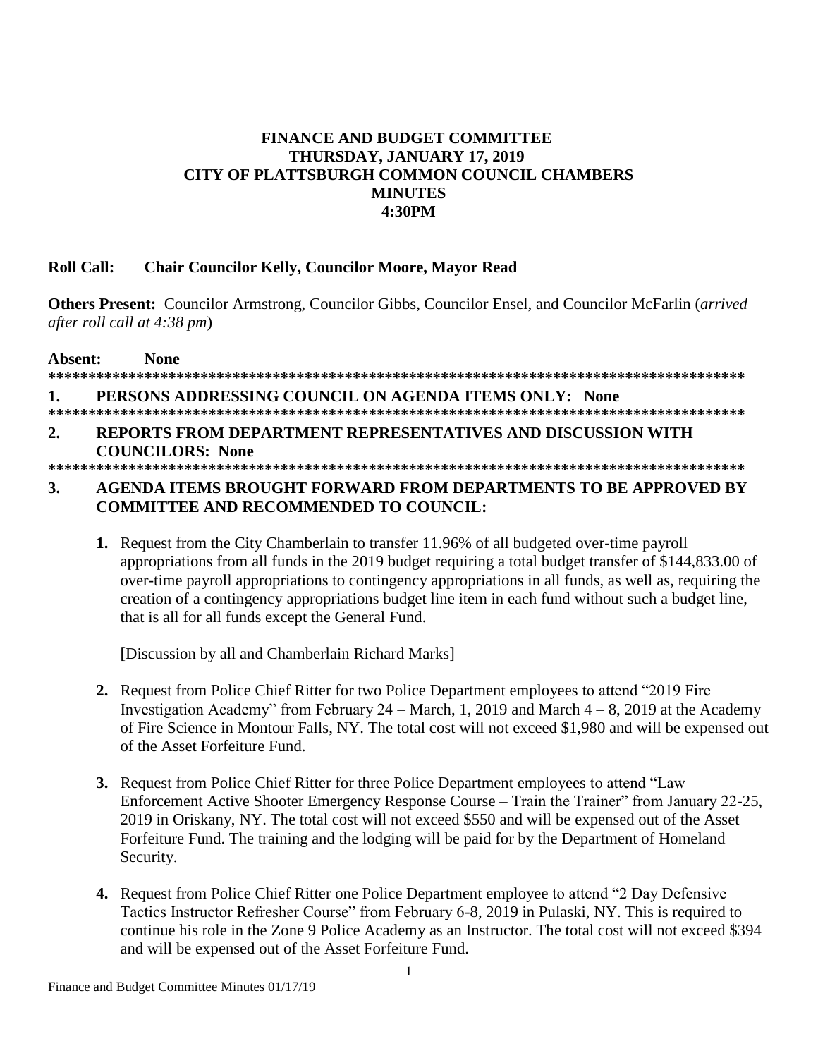**FINANCE AND BUDGET COMMITTEE**
**THURSDAY, JANUARY 17, 2019**
**CITY OF PLATTSBURGH COMMON COUNCIL CHAMBERS**
**MINUTES**
**4:30PM**

**Roll Call: Chair Councilor Kelly, Councilor Moore, Mayor Read**

**Others Present:** Councilor Armstrong, Councilor Gibbs, Councilor Ensel, and Councilor McFarlin (*arrived after roll call at 4:38 pm*)

**Absent: None**

******************************************************************************************

**1. PERSONS ADDRESSING COUNCIL ON AGENDA ITEMS ONLY: None**

******************************************************************************************

**2. REPORTS FROM DEPARTMENT REPRESENTATIVES AND DISCUSSION WITH COUNCILORS: None**

******************************************************************************************

**3. AGENDA ITEMS BROUGHT FORWARD FROM DEPARTMENTS TO BE APPROVED BY COMMITTEE AND RECOMMENDED TO COUNCIL:**

**1.** Request from the City Chamberlain to transfer 11.96% of all budgeted over-time payroll appropriations from all funds in the 2019 budget requiring a total budget transfer of $144,833.00 of over-time payroll appropriations to contingency appropriations in all funds, as well as, requiring the creation of a contingency appropriations budget line item in each fund without such a budget line, that is all for all funds except the General Fund.

[Discussion by all and Chamberlain Richard Marks]

**2.** Request from Police Chief Ritter for two Police Department employees to attend "2019 Fire Investigation Academy" from February 24 – March, 1, 2019 and March 4 – 8, 2019 at the Academy of Fire Science in Montour Falls, NY. The total cost will not exceed $1,980 and will be expensed out of the Asset Forfeiture Fund.

**3.** Request from Police Chief Ritter for three Police Department employees to attend "Law Enforcement Active Shooter Emergency Response Course – Train the Trainer" from January 22-25, 2019 in Oriskany, NY. The total cost will not exceed $550 and will be expensed out of the Asset Forfeiture Fund. The training and the lodging will be paid for by the Department of Homeland Security.

**4.** Request from Police Chief Ritter one Police Department employee to attend "2 Day Defensive Tactics Instructor Refresher Course" from February 6-8, 2019 in Pulaski, NY. This is required to continue his role in the Zone 9 Police Academy as an Instructor. The total cost will not exceed $394 and will be expensed out of the Asset Forfeiture Fund.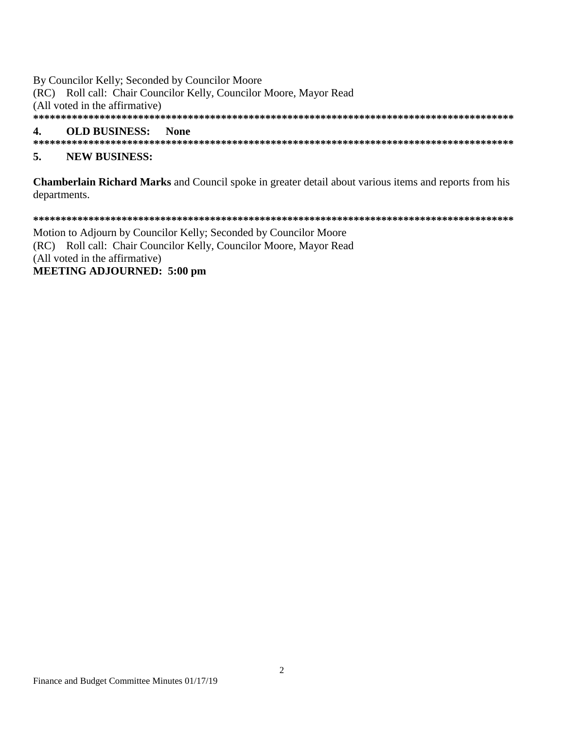By Councilor Kelly; Seconded by Councilor Moore
(RC) Roll call: Chair Councilor Kelly, Councilor Moore, Mayor Read
(All voted in the affirmative)
*******************************************************************************************

**4. OLD BUSINESS: None**

*******************************************************************************************

**5. NEW BUSINESS:**

**Chamberlain Richard Marks** and Council spoke in greater detail about various items and reports from his departments.

*******************************************************************************************

Motion to Adjourn by Councilor Kelly; Seconded by Councilor Moore
(RC) Roll call: Chair Councilor Kelly, Councilor Moore, Mayor Read
(All voted in the affirmative)
**MEETING ADJOURNED: 5:00 pm**